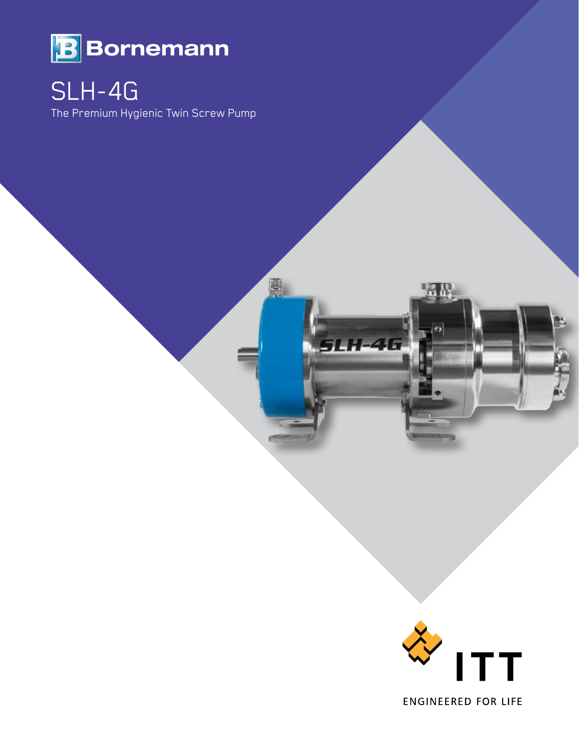Bornemann

# SLH-4G

The Premium Hygienic Twin Screw Pump

ITT

ENGINEERED FOR LIFE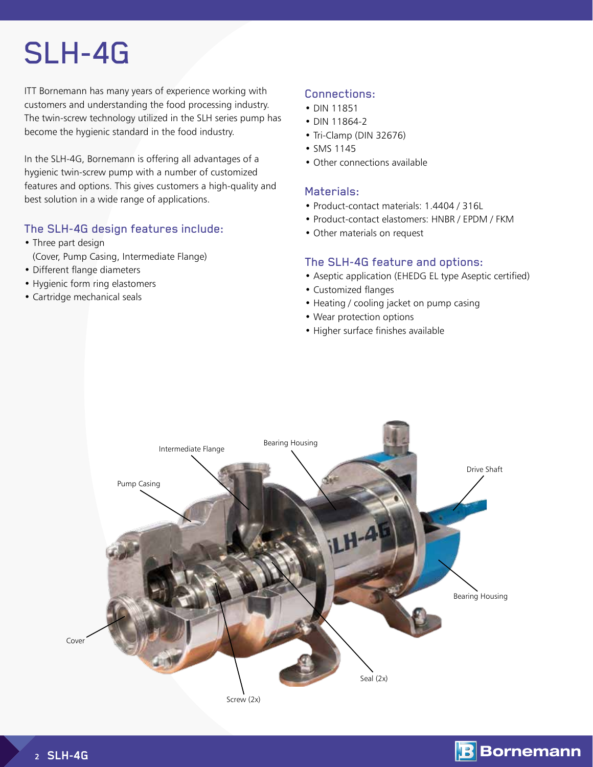# SLH-4G

ITT Bornemann has many years of experience working with customers and understanding the food processing industry. The twin-screw technology utilized in the SLH series pump has become the hygienic standard in the food industry.

In the SLH-4G, Bornemann is offering all advantages of a hygienic twin-screw pump with a number of customized features and options. This gives customers a high-quality and best solution in a wide range of applications.

## The SLH-4G design features include:

- Three part design (Cover, Pump Casing, Intermediate Flange)
- Different flange diameters
- Hygienic form ring elastomers
- Cartridge mechanical seals

## Connections:

- DIN 11851
- DIN 11864-2
- Tri-Clamp (DIN 32676)
- SMS 1145
- Other connections available

## Materials:

- Product-contact materials: 1.4404 / 316L
- Product-contact elastomers: HNBR / EPDM / FKM
- Other materials on request

## The SLH-4G feature and options:

- Aseptic application (EHEDG EL type Aseptic certified)
- Customized flanges
- Heating / cooling jacket on pump casing
- Wear protection options
- Higher surface finishes available

Intermediate Flange
Bearing Housing
Pump Casing
Drive Shaft
Bearing Housing
Cover
Seal (2x)
Screw (2x)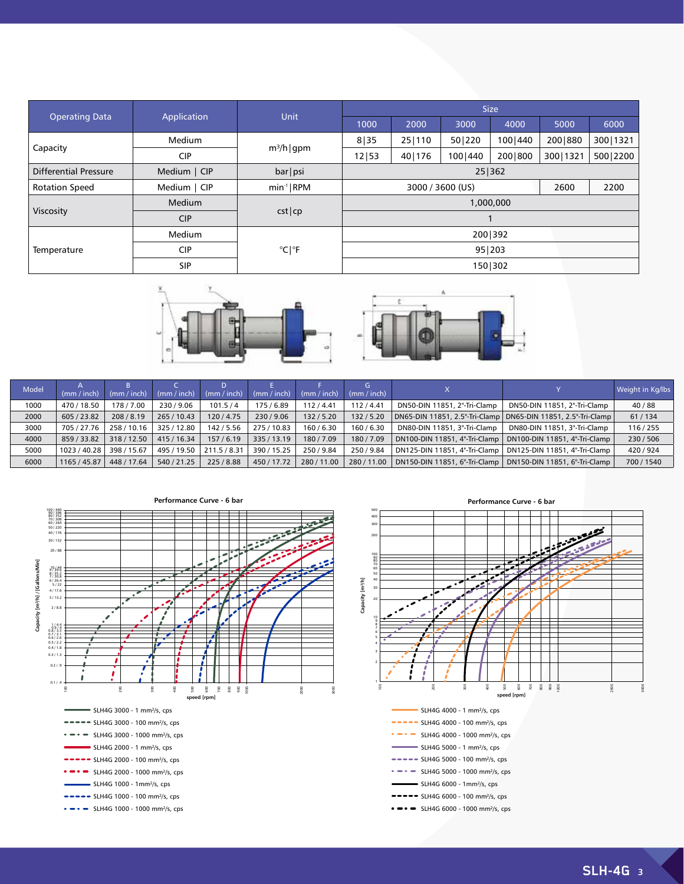| Operating Data | Application | Unit | Size | | | | | |
|---|---|---|---|---|---|---|---|---|
| | | | 1000 | 2000 | 3000 | 4000 | 5000 | 6000 |
| Capacity | Medium | m³/h\|gpm | 8\|35 | 25\|110 | 50\|220 | 100\|440 | 200\|880 | 300\|1321 |
| | CIP | | 12\|53 | 40\|176 | 100\|440 | 200\|800 | 300\|1321 | 500\|2200 |
| Differential Pressure | Medium \| CIP | bar\|psi | 25\|362 | | | | | |
| Rotation Speed | Medium \| CIP | min⁻¹\|RPM | 3000 / 3600 (US) | | | | 2600 | 2200 |
| Viscosity | Medium | cst\|cp | 1,000,000 | | | | | |
| | CIP | | 1 | | | | | |
| Temperature | Medium | °C\|°F | 200\|392 | | | | | |
| | CIP | | 95\|203 | | | | | |
| | SIP | | 150\|302 | | | | | |

| Model | A (mm / inch) | B (mm / inch) | C (mm / inch) | D (mm / inch) | E (mm / inch) | F (mm / inch) | G (mm / inch) | X | Y | Weight in Kg/lbs |
|---|---|---|---|---|---|---|---|---|---|---|
| 1000 | 470 / 18.50 | 178 / 7.00 | 230 / 9.06 | 101.5 / 4 | 175 / 6.89 | 112 / 4.41 | 112 / 4.41 | DN50-DIN 11851, 2"-Tri-Clamp | DN50-DIN 11851, 2"-Tri-Clamp | 40 / 88 |
| 2000 | 605 / 23.82 | 208 / 8.19 | 265 / 10.43 | 120 / 4.75 | 230 / 9.06 | 132 / 5.20 | 132 / 5.20 | DN65-DIN 11851, 2.5"-Tri-Clamp | DN65-DIN 11851, 2.5"-Tri-Clamp | 61 / 134 |
| 3000 | 705 / 27.76 | 258 / 10.16 | 325 / 12.80 | 142 / 5.56 | 275 / 10.83 | 160 / 6.30 | 160 / 6.30 | DN80-DIN 11851, 3"-Tri-Clamp | DN80-DIN 11851, 3"-Tri-Clamp | 116 / 255 |
| 4000 | 859 / 33.82 | 318 / 12.50 | 415 / 16.34 | 157 / 6.19 | 335 / 13.19 | 180 / 7.09 | 180 / 7.09 | DN100-DIN 11851, 4"-Tri-Clamp | DN100-DIN 11851, 4"-Tri-Clamp | 230 / 506 |
| 5000 | 1023 / 40.28 | 398 / 15.67 | 495 / 19.50 | 211.5 / 8.31 | 390 / 15.25 | 250 / 9.84 | 250 / 9.84 | DN125-DIN 11851, 4"-Tri-Clamp | DN125-DIN 11851, 4"-Tri-Clamp | 420 / 924 |
| 6000 | 1165 / 45.87 | 448 / 17.64 | 540 / 21.25 | 225 / 8.88 | 450 / 17.72 | 280 / 11.00 | 280 / 11.00 | DN150-DIN 11851, 6"-Tri-Clamp | DN150-DIN 11851, 6"-Tri-Clamp | 700 / 1540 |

**Performance Curve - 6 bar**

- SLH4G 3000 - 1 mm²/s, cps
- SLH4G 3000 - 100 mm²/s, cps
- SLH4G 3000 - 1000 mm²/s, cps
- SLH4G 2000 - 1 mm²/s, cps
- SLH4G 2000 - 100 mm²/s, cps
- SLH4G 2000 - 1000 mm²/s, cps
- SLH4G 1000 - 1mm²/s, cps
- SLH4G 1000 - 100 mm²/s, cps
- SLH4G 1000 - 1000 mm²/s, cps

**Performance Curve - 6 bar**

- SLH4G 4000 - 1 mm²/s, cps
- SLH4G 4000 - 100 mm²/s, cps
- SLH4G 4000 - 1000 mm²/s, cps
- SLH4G 5000 - 1 mm²/s, cps
- SLH4G 5000 - 100 mm²/s, cps
- SLH4G 5000 - 1000 mm²/s, cps
- SLH4G 6000 - 1mm²/s, cps
- SLH4G 6000 - 100 mm²/s, cps
- SLH4G 6000 - 1000 mm²/s, cps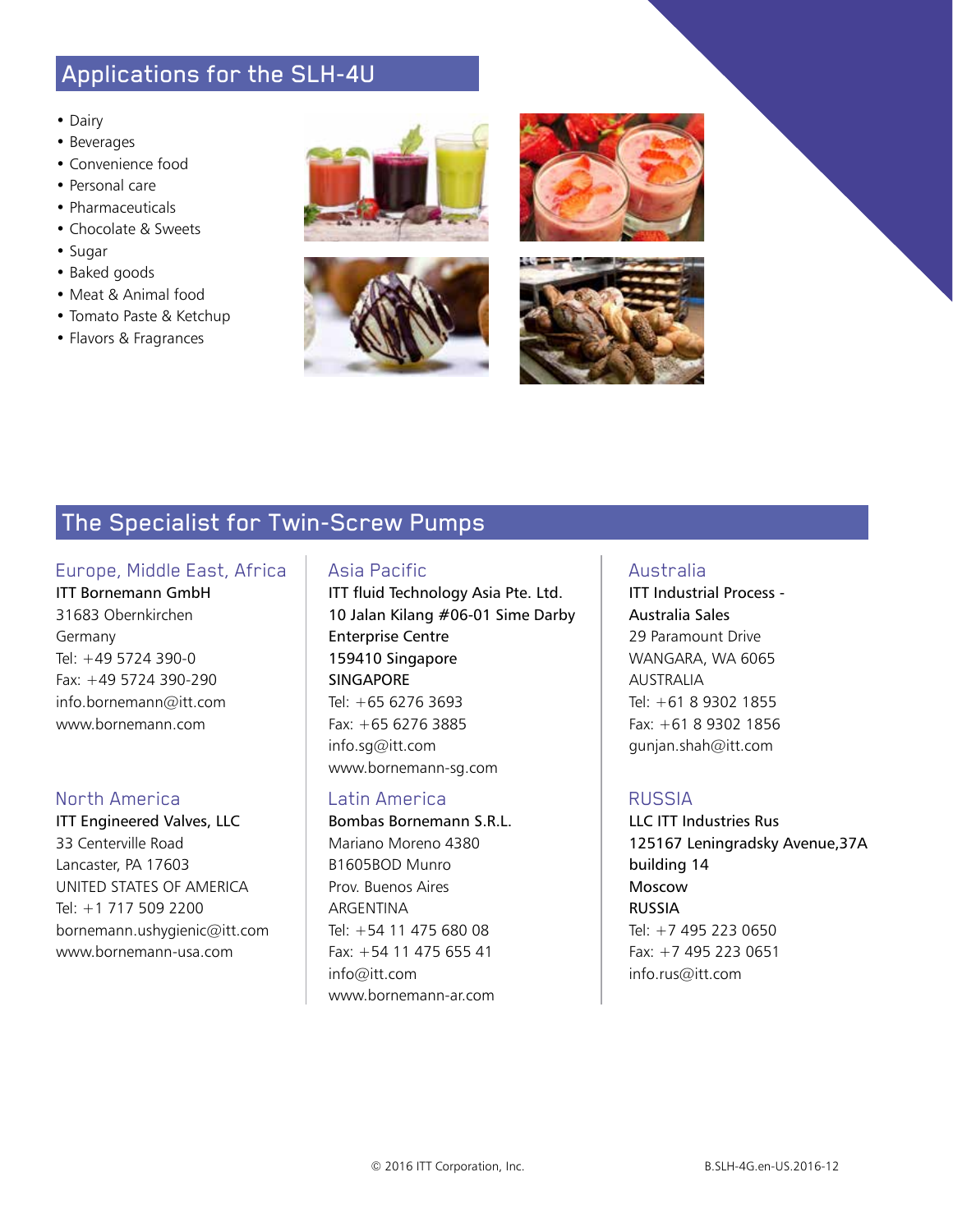## Applications for the SLH-4U

- Dairy
- Beverages
- Convenience food
- Personal care
- Pharmaceuticals
- Chocolate & Sweets
- Sugar
- Baked goods
- Meat & Animal food
- Tomato Paste & Ketchup
- Flavors & Fragrances

## The Specialist for Twin-Screw Pumps

### Europe, Middle East, Africa

ITT Bornemann GmbH
31683 Obernkirchen
Germany
Tel: +49 5724 390-0
Fax: +49 5724 390-290
info.bornemann@itt.com
www.bornemann.com

### North America

ITT Engineered Valves, LLC
33 Centerville Road
Lancaster, PA 17603
UNITED STATES OF AMERICA
Tel: +1 717 509 2200
bornemann.ushygienic@itt.com
www.bornemann-usa.com

### Asia Pacific

ITT fluid Technology Asia Pte. Ltd.
10 Jalan Kilang #06-01 Sime Darby
Enterprise Centre
159410 Singapore
SINGAPORE
Tel: +65 6276 3693
Fax: +65 6276 3885
info.sg@itt.com
www.bornemann-sg.com

### Latin America

Bombas Bornemann S.R.L.
Mariano Moreno 4380
B1605BOD Munro
Prov. Buenos Aires
ARGENTINA
Tel: +54 11 475 680 08
Fax: +54 11 475 655 41
info@itt.com
www.bornemann-ar.com

### Australia

ITT Industrial Process -
Australia Sales
29 Paramount Drive
WANGARA, WA 6065
AUSTRALIA
Tel: +61 8 9302 1855
Fax: +61 8 9302 1856
gunjan.shah@itt.com

### RUSSIA

LLC ITT Industries Rus
125167 Leningradsky Avenue,37A
building 14
Moscow
RUSSIA
Tel: +7 495 223 0650
Fax: +7 495 223 0651
info.rus@itt.com

© 2016 ITT Corporation, Inc.

B.SLH-4G.en-US.2016-12